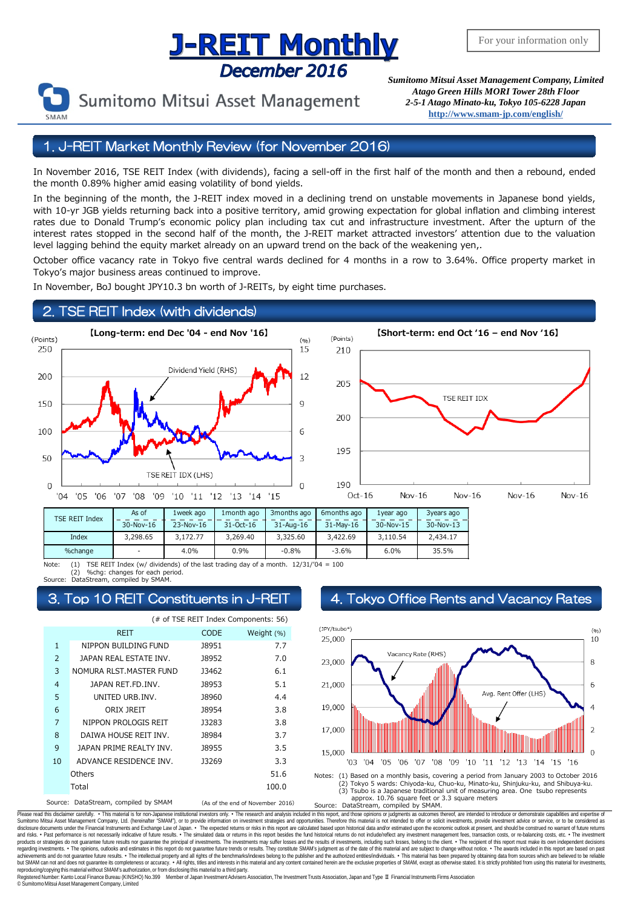# J-REIT Monthly

## December 2016

For your information only

Sumitomo Mitsui Asset Management

***Sumitomo Mitsui Asset Management Company, Limited***
***Atago Green Hills MORI Tower 28th Floor***
***2-5-1 Atago Minato-ku, Tokyo 105-6228 Japan***
**http://www.smam-jp.com/english/**

## 1. J-REIT Market Monthly Review (for November 2016)

In November 2016, TSE REIT Index (with dividends), facing a sell-off in the first half of the month and then a rebound, ended the month 0.89% higher amid easing volatility of bond yields.

In the beginning of the month, the J-REIT index moved in a declining trend on unstable movements in Japanese bond yields, with 10-yr JGB yields returning back into a positive territory, amid growing expectation for global inflation and climbing interest rates due to Donald Trump's economic policy plan including tax cut and infrastructure investment. After the upturn of the interest rates stopped in the second half of the month, the J-REIT market attracted investors' attention due to the valuation level lagging behind the equity market already on an upward trend on the back of the weakening yen,.

October office vacancy rate in Tokyo five central wards declined for 4 months in a row to 3.64%. Office property market in Tokyo's major business areas continued to improve.

In November, BoJ bought JPY10.3 bn worth of J-REITs, by eight time purchases.

## 2. TSE REIT Index (with dividends)

【Long-term: end Dec '04 - end Nov '16】

【Short-term: end Oct '16 – end Nov '16】

| TSE REIT Index | As of 30-Nov-16 | 1week ago 23-Nov-16 | 1month ago 31-Oct-16 | 3months ago 31-Aug-16 | 6months ago 31-May-16 | 1year ago 30-Nov-15 | 3years ago 30-Nov-13 |
|---|---|---|---|---|---|---|---|
| Index | 3,298.65 | 3,172.77 | 3,269.40 | 3,325.60 | 3,422.69 | 3,110.54 | 2,434.17 |
| %change | - | 4.0% | 0.9% | -0.8% | -3.6% | 6.0% | 35.5% |

Note: (1) TSE REIT Index (w/ dividends) of the last trading day of a month. 12/31/'04 = 100
(2) %chg: changes for each period.
Source: DataStream, compiled by SMAM.

## 3. Top 10 REIT Constituents in J-REIT

(# of TSE REIT Index Components: 56)

| | REIT | CODE | Weight (%) |
|---|---|---|---|
| 1 | NIPPON BUILDING FUND | J8951 | 7.7 |
| 2 | JAPAN REAL ESTATE INV. | J8952 | 7.0 |
| 3 | NOMURA RLST.MASTER FUND | J3462 | 6.1 |
| 4 | JAPAN RET.FD.INV. | J8953 | 5.1 |
| 5 | UNITED URB.INV. | J8960 | 4.4 |
| 6 | ORIX JREIT | J8954 | 3.8 |
| 7 | NIPPON PROLOGIS REIT | J3283 | 3.8 |
| 8 | DAIWA HOUSE REIT INV. | J8984 | 3.7 |
| 9 | JAPAN PRIME REALTY INV. | J8955 | 3.5 |
| 10 | ADVANCE RESIDENCE INV. | J3269 | 3.3 |
| | Others | | 51.6 |
| | Total | | 100.0 |

Source: DataStream, compiled by SMAM (As of the end of November 2016)

## 4. Tokyo Office Rents and Vacancy Rates

Notes: (1) Based on a monthly basis, covering a period from January 2003 to October 2016
(2) Tokyo 5 wards: Chiyoda-ku, Chuo-ku, Minato-ku, Shinjuku-ku, and Shibuya-ku.
(3) Tsubo is a Japanese traditional unit of measuring area. One tsubo represents approx. 10.76 square feet or 3.3 square meters
Source: DataStream, compiled by SMAM.

Please read this disclaimer carefully. • This material is for non-Japanese institutional investors only. • The research and analysis included in this report, and those opinions or judgments as outcomes thereof, are intended to introduce or demonstrate capabilities and expertise of Sumitomo Mitsui Asset Management Company, Ltd. (hereinafter "SMAM"), or to provide information on investment strategies and opportunities. Therefore this material is not intended to offer or solicit investments, provide investment advice or service, or to be considered as disclosure documents under the Financial Instruments and Exchange Law of Japan. • The expected returns or risks in this report are calculated based upon historical data and/or estimated upon the economic outlook at present, and should be construed no warrant of future returns and risks. • Past performance is not necessarily indicative of future results. • The simulated data or returns in this report besides the fund historical returns do not include/reflect any investment management fees, transaction costs, or re-balancing costs, etc. • The investment products or strategies do not guarantee future results nor guarantee the principal of investments. The investments may suffer losses and the results of investments, including such losses, belong to the client. • The recipient of this report must make its own independent decisions regarding investments. • The opinions, outlooks and estimates in this report do not guarantee future trends or results. They constitute SMAM's judgment as of the date of this material and are subject to change without notice. • The awards included in this report are based on past achievements and do not guarantee future results. • The intellectual property and all rights of the benchmarks/indexes belong to the publisher and the authorized entities/individuals. • This material has been prepared by obtaining data from sources which are believed to be reliable but SMAM can not and does not guarantee its completeness or accuracy. • All rights, titles and interests in this material and any content contained herein are the exclusive properties of SMAM, except as otherwise stated. It is strictly prohibited from using this material for investments, reproducing/copying this material without SMAM's authorization, or from disclosing this material to a third party.
Registered Number: Kanto Local Finance Bureau (KINSHO) No.399 Member of Japan Investment Advisers Association, The Investment Trusts Association, Japan and Type Ⅱ Financial Instruments Firms Association
© Sumitomo Mitsui Asset Management Company, Limited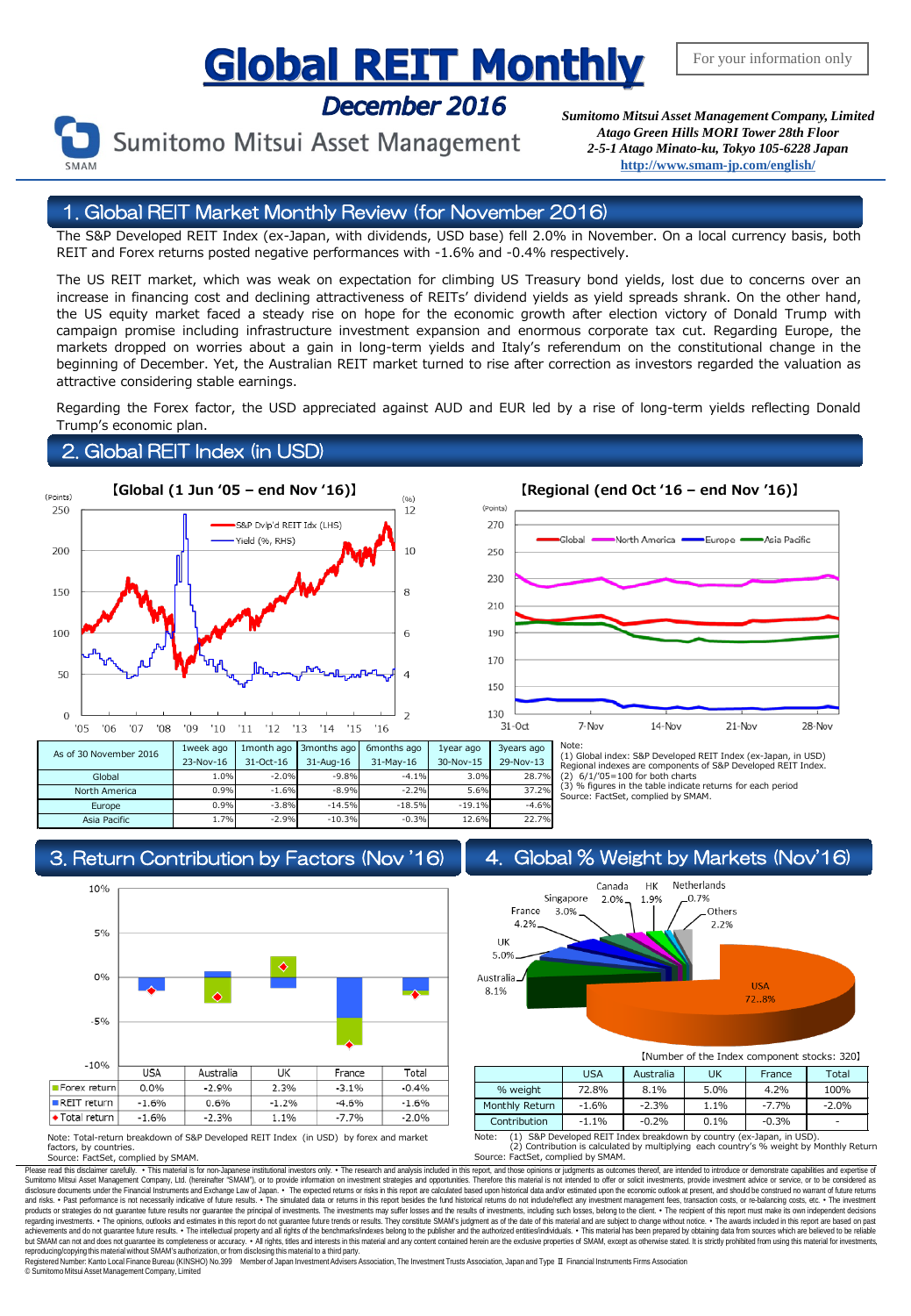# Global REIT Monthly

For your information only

*December 2016*

Sumitomo Mitsui Asset Management

***Sumitomo Mitsui Asset Management Company, Limited***
***Atago Green Hills MORI Tower 28th Floor***
***2-5-1 Atago Minato-ku, Tokyo 105-6228 Japan***
**http://www.smam-jp.com/english/**

## 1. Global REIT Market Monthly Review (for November 2016)

The S&P Developed REIT Index (ex-Japan, with dividends, USD base) fell 2.0% in November. On a local currency basis, both REIT and Forex returns posted negative performances with -1.6% and -0.4% respectively.

The US REIT market, which was weak on expectation for climbing US Treasury bond yields, lost due to concerns over an increase in financing cost and declining attractiveness of REITs' dividend yields as yield spreads shrank. On the other hand, the US equity market faced a steady rise on hope for the economic growth after election victory of Donald Trump with campaign promise including infrastructure investment expansion and enormous corporate tax cut. Regarding Europe, the markets dropped on worries about a gain in long-term yields and Italy's referendum on the constitutional change in the beginning of December. Yet, the Australian REIT market turned to rise after correction as investors regarded the valuation as attractive considering stable earnings.

Regarding the Forex factor, the USD appreciated against AUD and EUR led by a rise of long-term yields reflecting Donald Trump's economic plan.

## 2. Global REIT Index (in USD)

**【Global (1 Jun '05 – end Nov '16)】**

(Points)
250
200
150
100
50
0
(%)
12
10
8
6
4
2
S&P Dvlp'd REIT Idx (LHS)
Yield (%, RHS)
'05 '06 '07 '08 '09 '10 '11 '12 '13 '14 '15 '16

**【Regional (end Oct '16 – end Nov '16)】**

(Points)
270
250
230
210
190
170
150
130
Global
North America
Europe
Asia Pacific
31-Oct 7-Nov 14-Nov 21-Nov 28-Nov

| As of 30 November 2016 | 1week ago 23-Nov-16 | 1month ago 31-Oct-16 | 3months ago 31-Aug-16 | 6months ago 31-May-16 | 1year ago 30-Nov-15 | 3years ago 29-Nov-13 |
|---|---|---|---|---|---|---|
| Global | 1.0% | -2.0% | -9.8% | -4.1% | 3.0% | 28.7% |
| North America | 0.9% | -1.6% | -8.9% | -2.2% | 5.6% | 37.2% |
| Europe | 0.9% | -3.8% | -14.5% | -18.5% | -19.1% | -4.6% |
| Asia Pacific | 1.7% | -2.9% | -10.3% | -0.3% | 12.6% | 22.7% |

Note:
(1) Global index: S&P Developed REIT Index (ex-Japan, in USD)
Regional indexes are components of S&P Developed REIT Index.
(2) 6/1/'05=100 for both charts
(3) % figures in the table indicate returns for each period
Source: FactSet, complied by SMAM.

## 3. Return Contribution by Factors (Nov '16)

10%
5%
0%
-5%
-10%

| | USA | Australia | UK | France | Total |
|---|---|---|---|---|---|
| Forex return | 0.0% | -2.9% | 2.3% | -3.1% | -0.4% |
| REIT return | -1.6% | 0.6% | -1.2% | -4.5% | -1.6% |
| Total return | -1.6% | -2.3% | 1.1% | -7.7% | -2.0% |

Note: Total-return breakdown of S&P Developed REIT Index (in USD) by forex and market factors, by countries.
Source: FactSet, complied by SMAM.

## 4. Global % Weight by Markets (Nov'16)

Canada 2.0%
HK 1.9%
Netherlands 0.7%
Singapore 3.0%
France 4.2%
Others 2.2%
UK 5.0%
Australia 8.1%
USA 72..8%

【Number of the Index component stocks: 320】

| | USA | Australia | UK | France | Total |
|---|---|---|---|---|---|
| % weight | 72.8% | 8.1% | 5.0% | 4.2% | 100% |
| Monthly Return | -1.6% | -2.3% | 1.1% | -7.7% | -2.0% |
| Contribution | -1.1% | -0.2% | 0.1% | -0.3% | - |

Note: (1) S&P Developed REIT Index breakdown by country (ex-Japan, in USD).
(2) Contribution is calculated by multiplying each country's % weight by Monthly Return
Source: FactSet, complied by SMAM.

Please read this disclaimer carefully. • This material is for non-Japanese institutional investors only. • The research and analysis included in this report, and those opinions or judgments as outcomes thereof, are intended to introduce or demonstrate capabilities and expertise of Sumitomo Mitsui Asset Management Company, Ltd. (hereinafter "SMAM"), or to provide information on investment strategies and opportunities. Therefore this material is not intended to offer or solicit investments, provide investment advice or service, or to be considered as disclosure documents under the Financial Instruments and Exchange Law of Japan. • The expected returns or risks in this report are calculated based upon historical data and/or estimated upon the economic outlook at present, and should be construed no warrant of future returns and risks. • Past performance is not necessarily indicative of future results. • The simulated data or returns in this report besides the fund historical returns do not include/reflect any investment management fees, transaction costs, or re-balancing costs, etc. • The investment products or strategies do not guarantee future results nor guarantee the principal of investments. The investments may suffer losses and the results of investments, including such losses, belong to the client. • The recipient of this report must make its own independent decisions regarding investments. • The opinions, outlooks and estimates in this report do not guarantee future trends or results. They constitute SMAM's judgment as of the date of this material and are subject to change without notice. • The awards included in this report are based on past achievements and do not guarantee future results. • The intellectual property and all rights of the benchmarks/indexes belong to the publisher and the authorized entities/individuals. • This material has been prepared by obtaining data from sources which are believed to be reliable but SMAM can not and does not guarantee its completeness or accuracy. • All rights, titles and interests in this material and any content contained herein are the exclusive properties of SMAM, except as otherwise stated. It is strictly prohibited from using this material for investments, reproducing/copying this material without SMAM's authorization, or from disclosing this material to a third party.
Registered Number: Kanto Local Finance Bureau (KINSHO) No.399 Member of Japan Investment Advisers Association, The Investment Trusts Association, Japan and Type Ⅱ Financial Instruments Firms Association
© Sumitomo Mitsui Asset Management Company, Limited